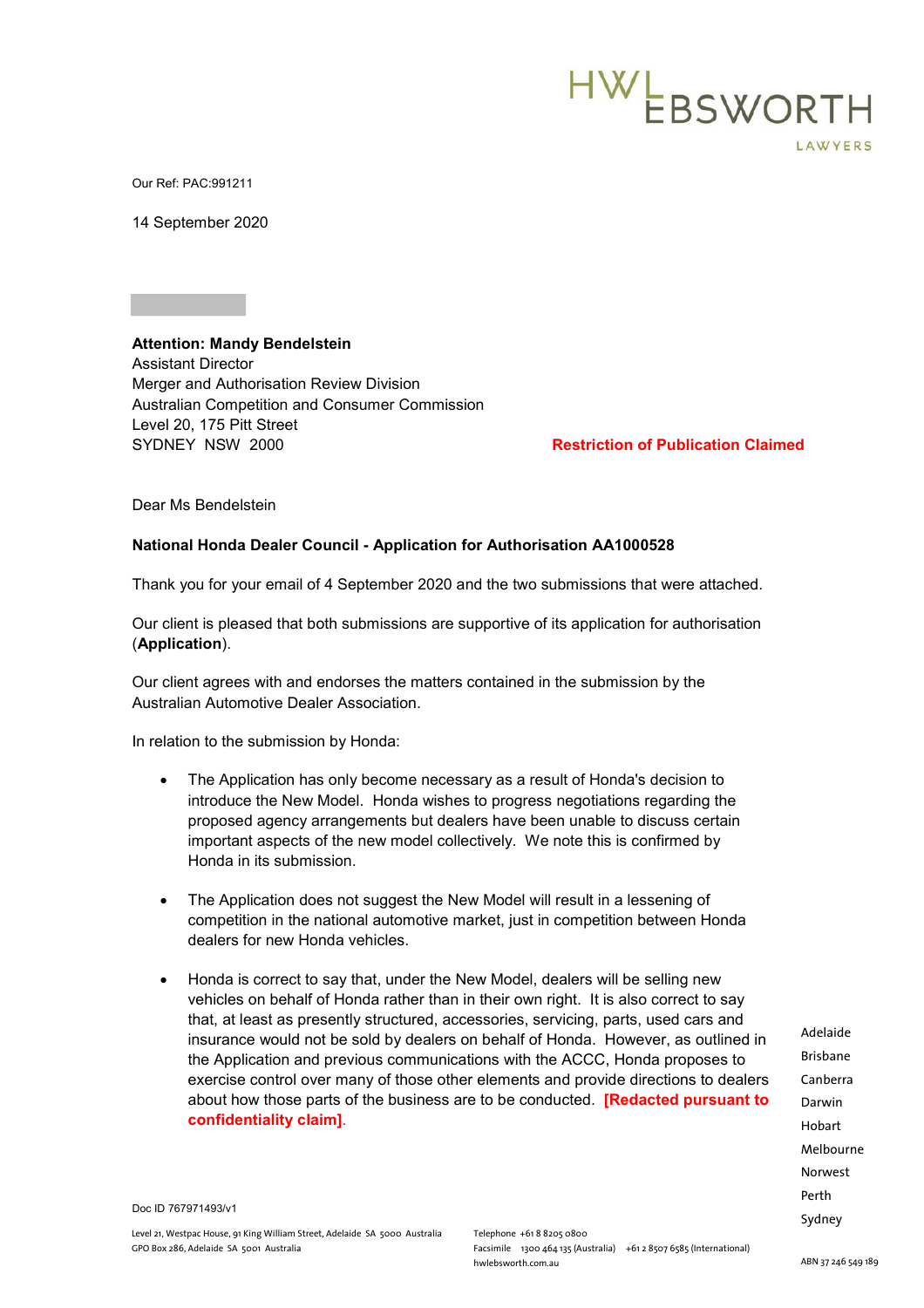HWL EBSWORTH LAWYERS

Our Ref: PAC:991211

14 September 2020

**Attention: Mandy Bendelstein**
Assistant Director
Merger and Authorisation Review Division
Australian Competition and Consumer Commission
Level 20, 175 Pitt Street
SYDNEY NSW 2000

**Restriction of Publication Claimed**

Dear Ms Bendelstein

**National Honda Dealer Council - Application for Authorisation AA1000528**

Thank you for your email of 4 September 2020 and the two submissions that were attached.

Our client is pleased that both submissions are supportive of its application for authorisation (**Application**).

Our client agrees with and endorses the matters contained in the submission by the Australian Automotive Dealer Association.

In relation to the submission by Honda:

- The Application has only become necessary as a result of Honda's decision to introduce the New Model. Honda wishes to progress negotiations regarding the proposed agency arrangements but dealers have been unable to discuss certain important aspects of the new model collectively. We note this is confirmed by Honda in its submission.

- The Application does not suggest the New Model will result in a lessening of competition in the national automotive market, just in competition between Honda dealers for new Honda vehicles.

- Honda is correct to say that, under the New Model, dealers will be selling new vehicles on behalf of Honda rather than in their own right. It is also correct to say that, at least as presently structured, accessories, servicing, parts, used cars and insurance would not be sold by dealers on behalf of Honda. However, as outlined in the Application and previous communications with the ACCC, Honda proposes to exercise control over many of those other elements and provide directions to dealers about how those parts of the business are to be conducted. **[Redacted pursuant to confidentiality claim]**.

Doc ID 767971493/v1

Adelaide
Brisbane
Canberra
Darwin
Hobart
Melbourne
Norwest
Perth
Sydney

Level 21, Westpac House, 91 King William Street, Adelaide SA 5000 Australia
GPO Box 286, Adelaide SA 5001 Australia

Telephone +61 8 8205 0800
Facsimile 1300 464 135 (Australia) +61 2 8507 6585 (International)
hwlebsworth.com.au

ABN 37 246 549 189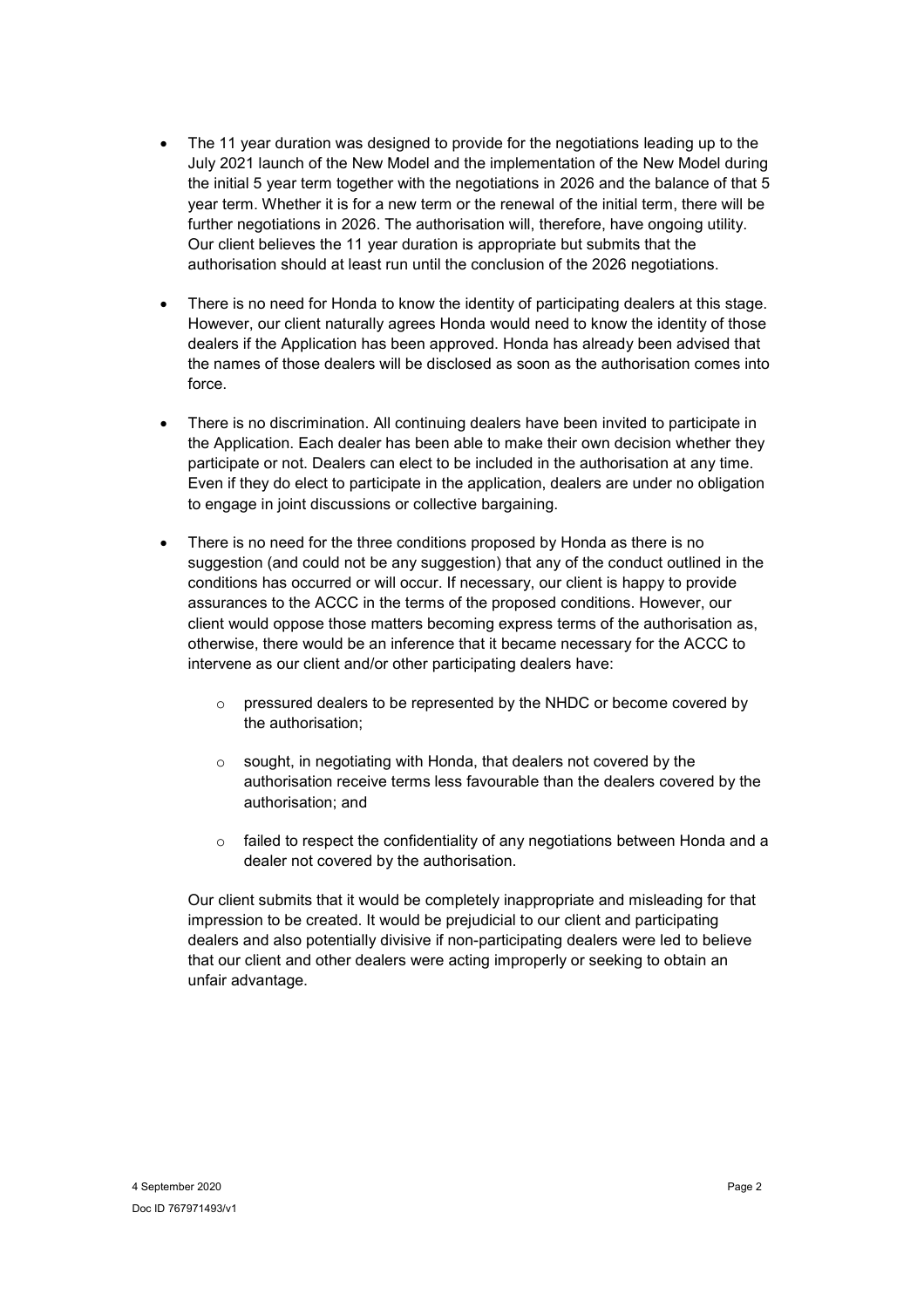- The 11 year duration was designed to provide for the negotiations leading up to the July 2021 launch of the New Model and the implementation of the New Model during the initial 5 year term together with the negotiations in 2026 and the balance of that 5 year term. Whether it is for a new term or the renewal of the initial term, there will be further negotiations in 2026. The authorisation will, therefore, have ongoing utility. Our client believes the 11 year duration is appropriate but submits that the authorisation should at least run until the conclusion of the 2026 negotiations.

- There is no need for Honda to know the identity of participating dealers at this stage. However, our client naturally agrees Honda would need to know the identity of those dealers if the Application has been approved. Honda has already been advised that the names of those dealers will be disclosed as soon as the authorisation comes into force.

- There is no discrimination. All continuing dealers have been invited to participate in the Application. Each dealer has been able to make their own decision whether they participate or not. Dealers can elect to be included in the authorisation at any time. Even if they do elect to participate in the application, dealers are under no obligation to engage in joint discussions or collective bargaining.

- There is no need for the three conditions proposed by Honda as there is no suggestion (and could not be any suggestion) that any of the conduct outlined in the conditions has occurred or will occur. If necessary, our client is happy to provide assurances to the ACCC in the terms of the proposed conditions. However, our client would oppose those matters becoming express terms of the authorisation as, otherwise, there would be an inference that it became necessary for the ACCC to intervene as our client and/or other participating dealers have:

  - pressured dealers to be represented by the NHDC or become covered by the authorisation;

  - sought, in negotiating with Honda, that dealers not covered by the authorisation receive terms less favourable than the dealers covered by the authorisation; and

  - failed to respect the confidentiality of any negotiations between Honda and a dealer not covered by the authorisation.

  Our client submits that it would be completely inappropriate and misleading for that impression to be created. It would be prejudicial to our client and participating dealers and also potentially divisive if non-participating dealers were led to believe that our client and other dealers were acting improperly or seeking to obtain an unfair advantage.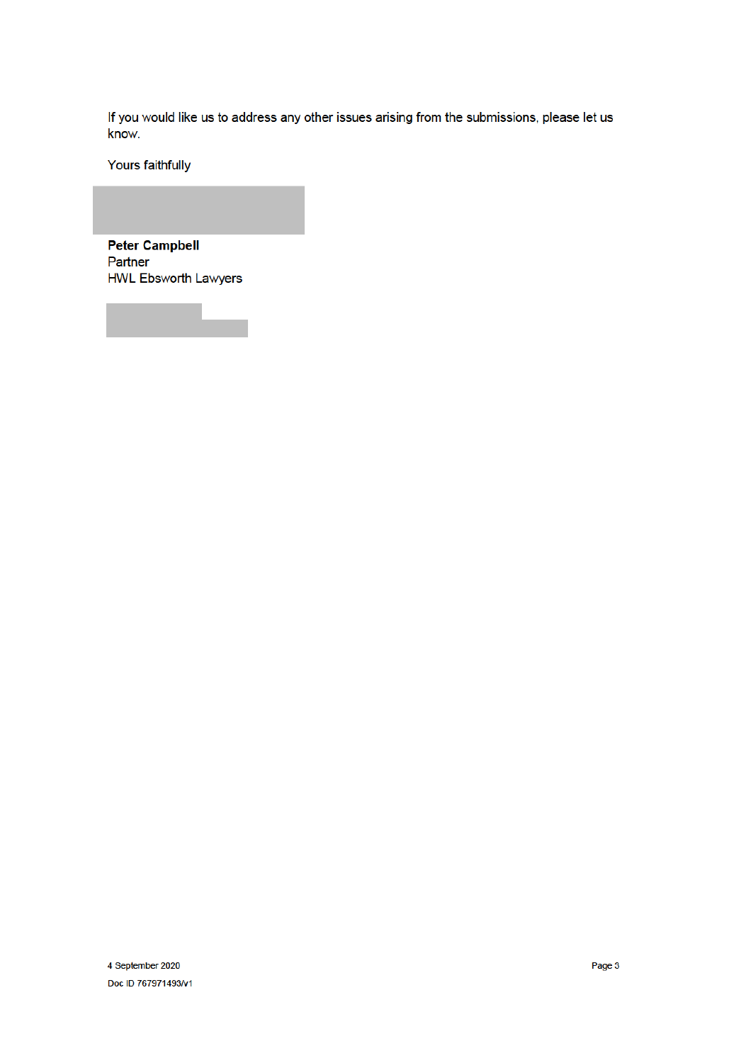If you would like us to address any other issues arising from the submissions, please let us know.

Yours faithfully

**Peter Campbell**
Partner
HWL Ebsworth Lawyers